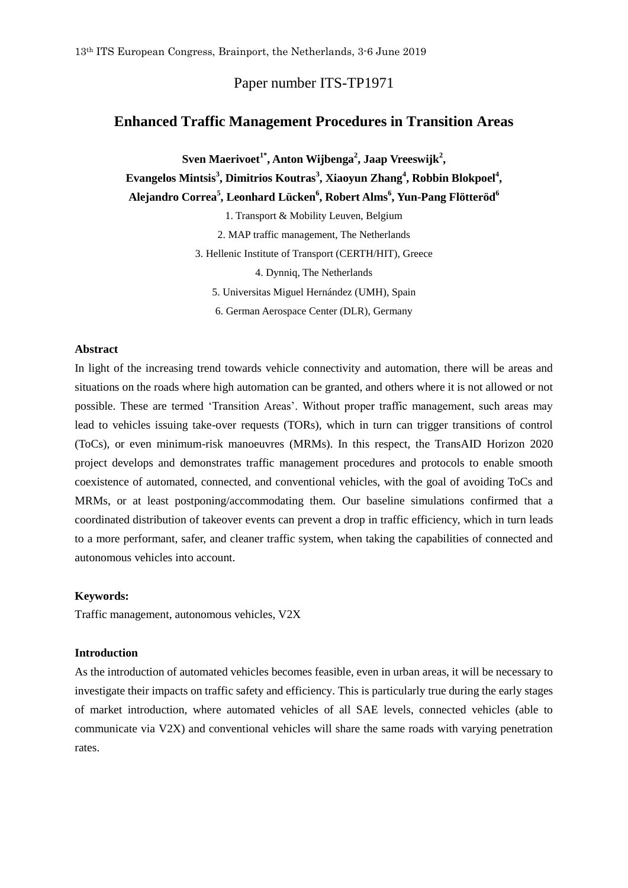13th ITS European Congress, Brainport, the Netherlands, 3-6 June 2019

Paper number ITS-TP1971

# Enhanced Traffic Management Procedures in Transition Areas

**Sven Maerivoet[1*], Anton Wijbenga[2], Jaap Vreeswijk[2], Evangelos Mintsis[3], Dimitrios Koutras[3], Xiaoyun Zhang[4], Robbin Blokpoel[4], Alejandro Correa[5], Leonhard Lücken[6], Robert Alms[6], Yun-Pang Flötteröd[6]**

1. Transport & Mobility Leuven, Belgium
2. MAP traffic management, The Netherlands
3. Hellenic Institute of Transport (CERTH/HIT), Greece
4. Dynniq, The Netherlands
5. Universitas Miguel Hernández (UMH), Spain
6. German Aerospace Center (DLR), Germany

## Abstract

In light of the increasing trend towards vehicle connectivity and automation, there will be areas and situations on the roads where high automation can be granted, and others where it is not allowed or not possible. These are termed 'Transition Areas'. Without proper traffic management, such areas may lead to vehicles issuing take-over requests (TORs), which in turn can trigger transitions of control (ToCs), or even minimum-risk manoeuvres (MRMs). In this respect, the TransAID Horizon 2020 project develops and demonstrates traffic management procedures and protocols to enable smooth coexistence of automated, connected, and conventional vehicles, with the goal of avoiding ToCs and MRMs, or at least postponing/accommodating them. Our baseline simulations confirmed that a coordinated distribution of takeover events can prevent a drop in traffic efficiency, which in turn leads to a more performant, safer, and cleaner traffic system, when taking the capabilities of connected and autonomous vehicles into account.

## Keywords:

Traffic management, autonomous vehicles, V2X

## Introduction

As the introduction of automated vehicles becomes feasible, even in urban areas, it will be necessary to investigate their impacts on traffic safety and efficiency. This is particularly true during the early stages of market introduction, where automated vehicles of all SAE levels, connected vehicles (able to communicate via V2X) and conventional vehicles will share the same roads with varying penetration rates.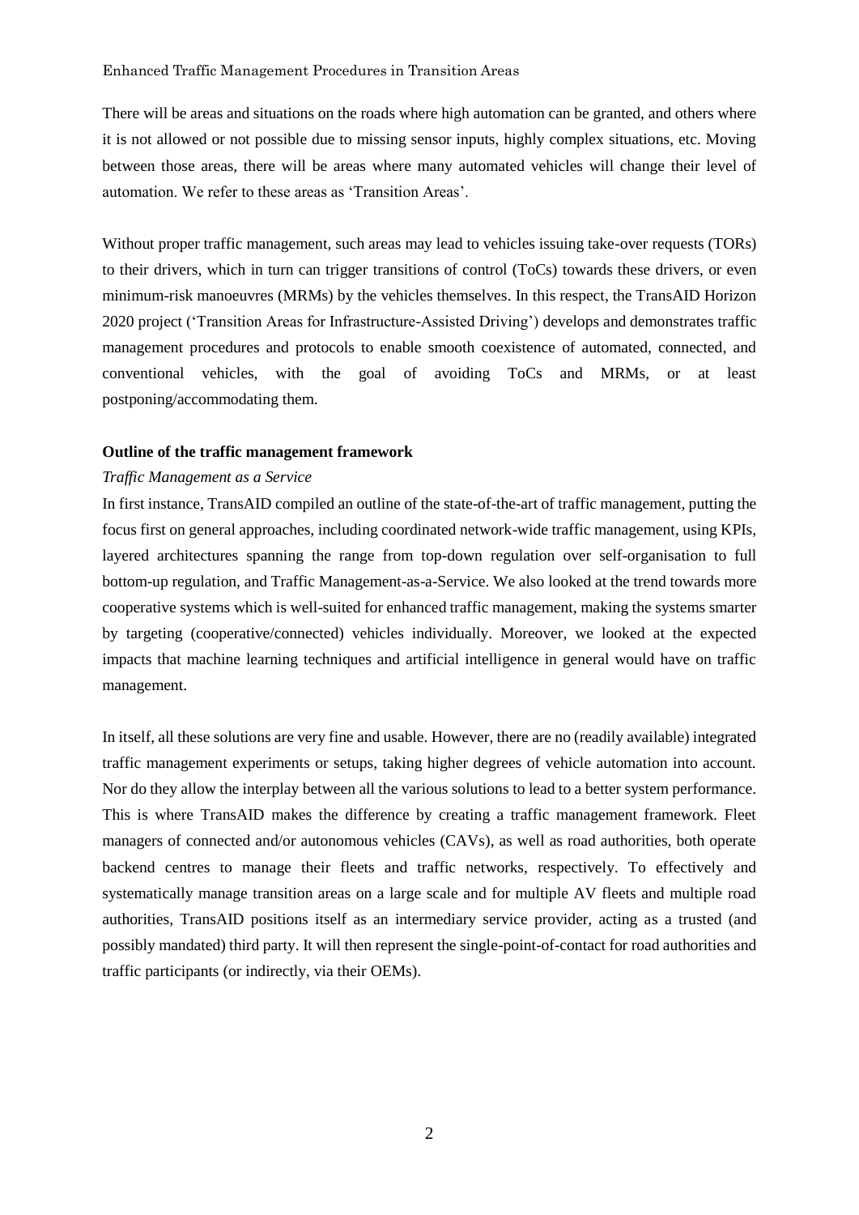There will be areas and situations on the roads where high automation can be granted, and others where it is not allowed or not possible due to missing sensor inputs, highly complex situations, etc. Moving between those areas, there will be areas where many automated vehicles will change their level of automation. We refer to these areas as 'Transition Areas'.

Without proper traffic management, such areas may lead to vehicles issuing take-over requests (TORs) to their drivers, which in turn can trigger transitions of control (ToCs) towards these drivers, or even minimum-risk manoeuvres (MRMs) by the vehicles themselves. In this respect, the TransAID Horizon 2020 project ('Transition Areas for Infrastructure-Assisted Driving') develops and demonstrates traffic management procedures and protocols to enable smooth coexistence of automated, connected, and conventional vehicles, with the goal of avoiding ToCs and MRMs, or at least postponing/accommodating them.

**Outline of the traffic management framework**

*Traffic Management as a Service*

In first instance, TransAID compiled an outline of the state-of-the-art of traffic management, putting the focus first on general approaches, including coordinated network-wide traffic management, using KPIs, layered architectures spanning the range from top-down regulation over self-organisation to full bottom-up regulation, and Traffic Management-as-a-Service. We also looked at the trend towards more cooperative systems which is well-suited for enhanced traffic management, making the systems smarter by targeting (cooperative/connected) vehicles individually. Moreover, we looked at the expected impacts that machine learning techniques and artificial intelligence in general would have on traffic management.

In itself, all these solutions are very fine and usable. However, there are no (readily available) integrated traffic management experiments or setups, taking higher degrees of vehicle automation into account. Nor do they allow the interplay between all the various solutions to lead to a better system performance. This is where TransAID makes the difference by creating a traffic management framework. Fleet managers of connected and/or autonomous vehicles (CAVs), as well as road authorities, both operate backend centres to manage their fleets and traffic networks, respectively. To effectively and systematically manage transition areas on a large scale and for multiple AV fleets and multiple road authorities, TransAID positions itself as an intermediary service provider, acting as a trusted (and possibly mandated) third party. It will then represent the single-point-of-contact for road authorities and traffic participants (or indirectly, via their OEMs).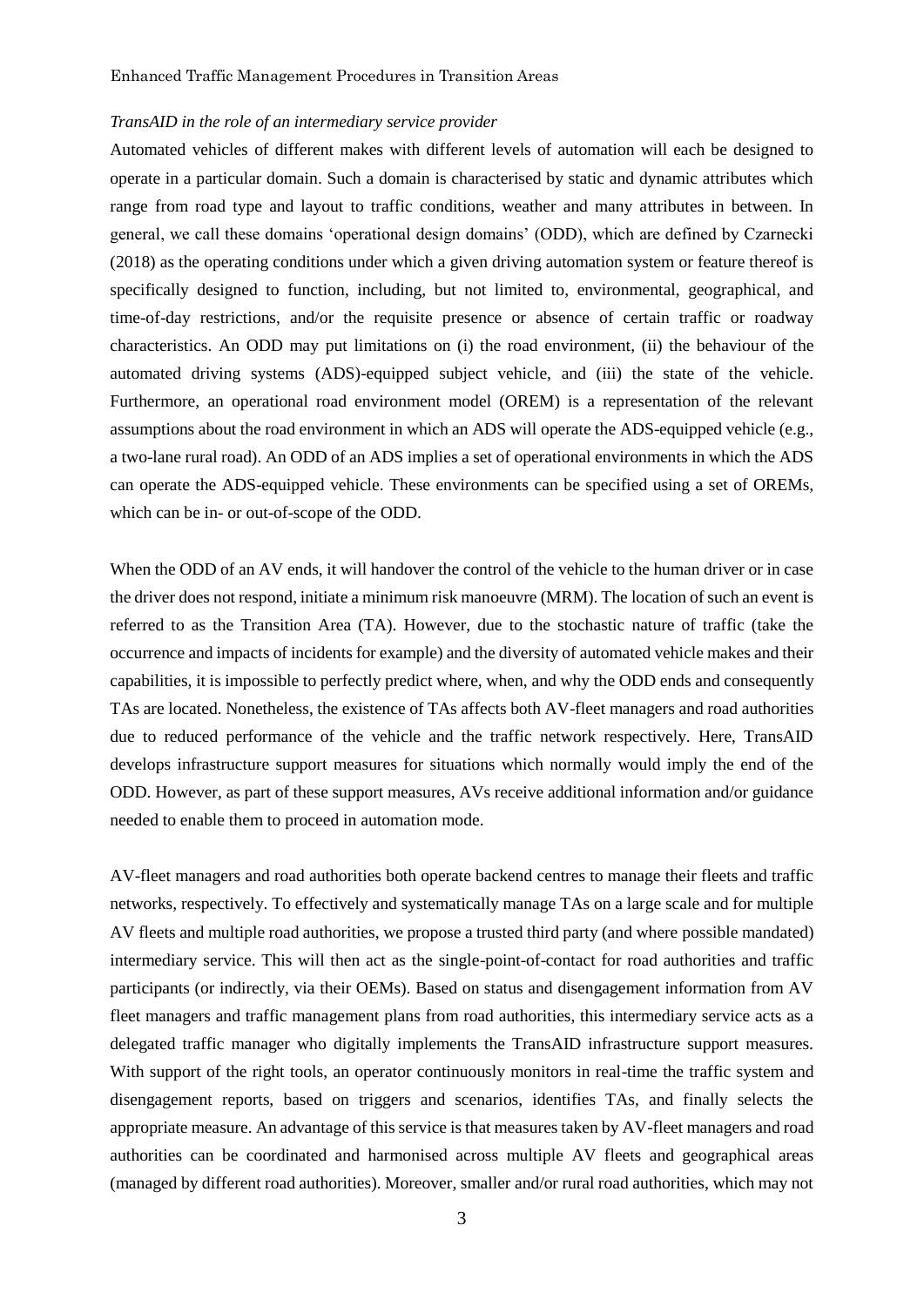*TransAID in the role of an intermediary service provider*

Automated vehicles of different makes with different levels of automation will each be designed to operate in a particular domain. Such a domain is characterised by static and dynamic attributes which range from road type and layout to traffic conditions, weather and many attributes in between. In general, we call these domains 'operational design domains' (ODD), which are defined by Czarnecki (2018) as the operating conditions under which a given driving automation system or feature thereof is specifically designed to function, including, but not limited to, environmental, geographical, and time-of-day restrictions, and/or the requisite presence or absence of certain traffic or roadway characteristics. An ODD may put limitations on (i) the road environment, (ii) the behaviour of the automated driving systems (ADS)-equipped subject vehicle, and (iii) the state of the vehicle. Furthermore, an operational road environment model (OREM) is a representation of the relevant assumptions about the road environment in which an ADS will operate the ADS-equipped vehicle (e.g., a two-lane rural road). An ODD of an ADS implies a set of operational environments in which the ADS can operate the ADS-equipped vehicle. These environments can be specified using a set of OREMs, which can be in- or out-of-scope of the ODD.

When the ODD of an AV ends, it will handover the control of the vehicle to the human driver or in case the driver does not respond, initiate a minimum risk manoeuvre (MRM). The location of such an event is referred to as the Transition Area (TA). However, due to the stochastic nature of traffic (take the occurrence and impacts of incidents for example) and the diversity of automated vehicle makes and their capabilities, it is impossible to perfectly predict where, when, and why the ODD ends and consequently TAs are located. Nonetheless, the existence of TAs affects both AV-fleet managers and road authorities due to reduced performance of the vehicle and the traffic network respectively. Here, TransAID develops infrastructure support measures for situations which normally would imply the end of the ODD. However, as part of these support measures, AVs receive additional information and/or guidance needed to enable them to proceed in automation mode.

AV-fleet managers and road authorities both operate backend centres to manage their fleets and traffic networks, respectively. To effectively and systematically manage TAs on a large scale and for multiple AV fleets and multiple road authorities, we propose a trusted third party (and where possible mandated) intermediary service. This will then act as the single-point-of-contact for road authorities and traffic participants (or indirectly, via their OEMs). Based on status and disengagement information from AV fleet managers and traffic management plans from road authorities, this intermediary service acts as a delegated traffic manager who digitally implements the TransAID infrastructure support measures. With support of the right tools, an operator continuously monitors in real-time the traffic system and disengagement reports, based on triggers and scenarios, identifies TAs, and finally selects the appropriate measure. An advantage of this service is that measures taken by AV-fleet managers and road authorities can be coordinated and harmonised across multiple AV fleets and geographical areas (managed by different road authorities). Moreover, smaller and/or rural road authorities, which may not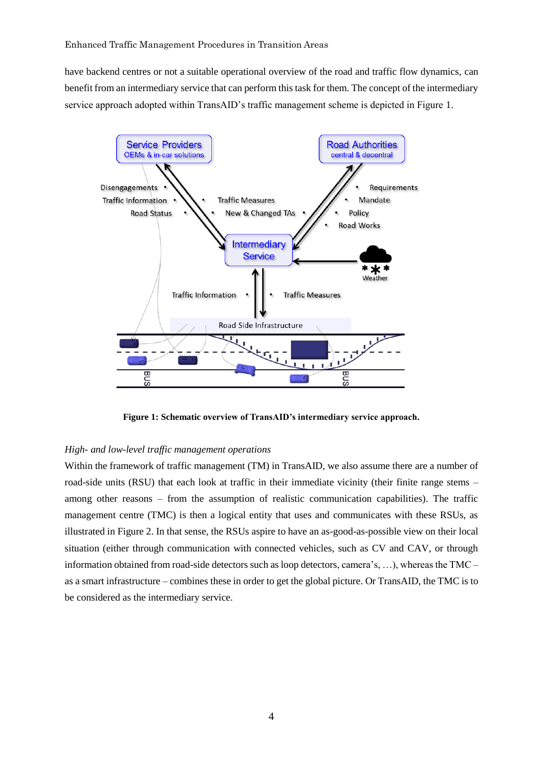have backend centres or not a suitable operational overview of the road and traffic flow dynamics, can benefit from an intermediary service that can perform this task for them. The concept of the intermediary service approach adopted within TransAID's traffic management scheme is depicted in Figure 1.

**Figure 1: Schematic overview of TransAID's intermediary service approach.**

*High- and low-level traffic management operations*

Within the framework of traffic management (TM) in TransAID, we also assume there are a number of road-side units (RSU) that each look at traffic in their immediate vicinity (their finite range stems – among other reasons – from the assumption of realistic communication capabilities). The traffic management centre (TMC) is then a logical entity that uses and communicates with these RSUs, as illustrated in Figure 2. In that sense, the RSUs aspire to have an as-good-as-possible view on their local situation (either through communication with connected vehicles, such as CV and CAV, or through information obtained from road-side detectors such as loop detectors, camera's, …), whereas the TMC – as a smart infrastructure – combines these in order to get the global picture. Or TransAID, the TMC is to be considered as the intermediary service.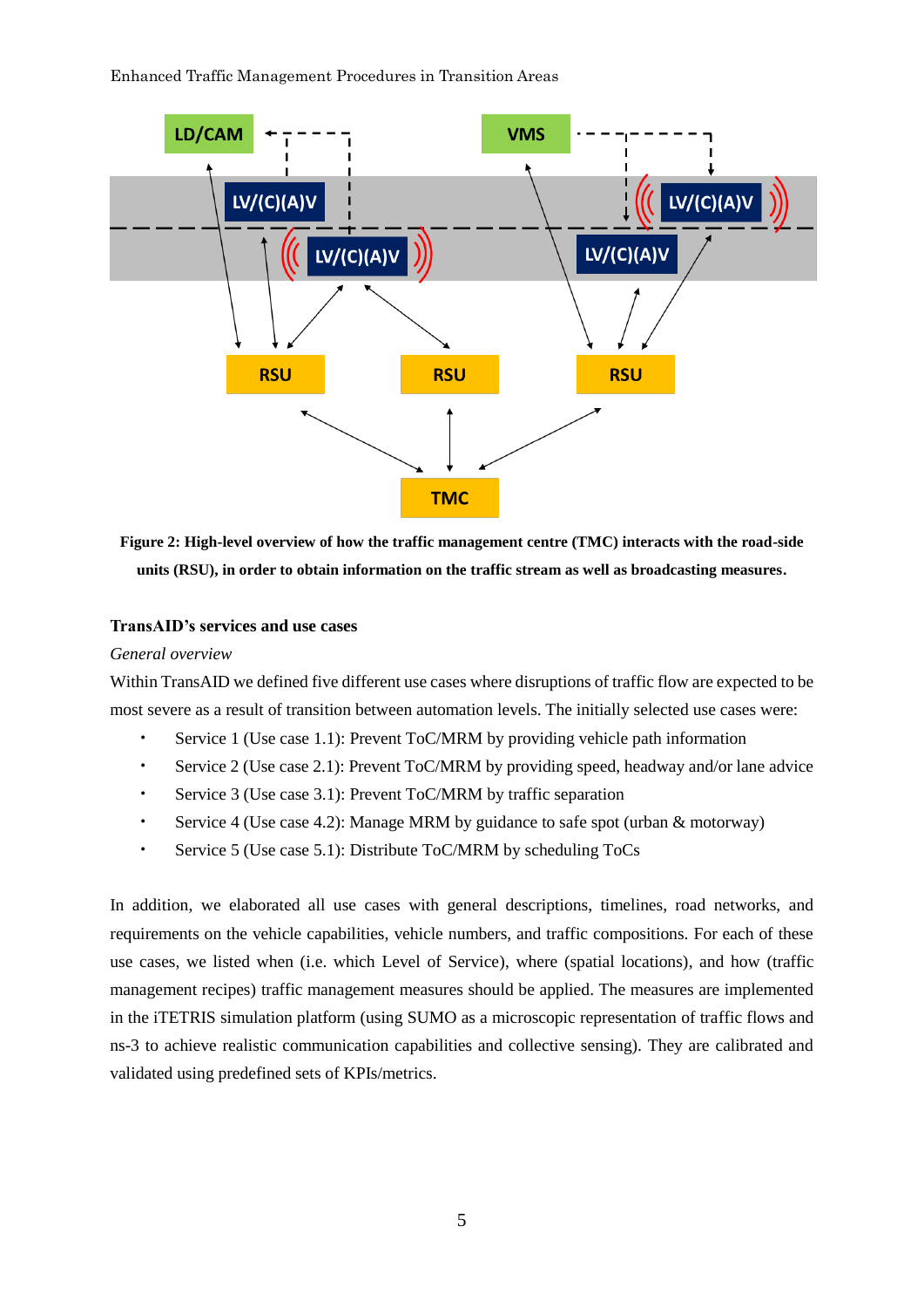**Figure 2: High-level overview of how the traffic management centre (TMC) interacts with the road-side units (RSU), in order to obtain information on the traffic stream as well as broadcasting measures.**

### TransAID's services and use cases

*General overview*

Within TransAID we defined five different use cases where disruptions of traffic flow are expected to be most severe as a result of transition between automation levels. The initially selected use cases were:

- Service 1 (Use case 1.1): Prevent ToC/MRM by providing vehicle path information
- Service 2 (Use case 2.1): Prevent ToC/MRM by providing speed, headway and/or lane advice
- Service 3 (Use case 3.1): Prevent ToC/MRM by traffic separation
- Service 4 (Use case 4.2): Manage MRM by guidance to safe spot (urban & motorway)
- Service 5 (Use case 5.1): Distribute ToC/MRM by scheduling ToCs

In addition, we elaborated all use cases with general descriptions, timelines, road networks, and requirements on the vehicle capabilities, vehicle numbers, and traffic compositions. For each of these use cases, we listed when (i.e. which Level of Service), where (spatial locations), and how (traffic management recipes) traffic management measures should be applied. The measures are implemented in the iTETRIS simulation platform (using SUMO as a microscopic representation of traffic flows and ns-3 to achieve realistic communication capabilities and collective sensing). They are calibrated and validated using predefined sets of KPIs/metrics.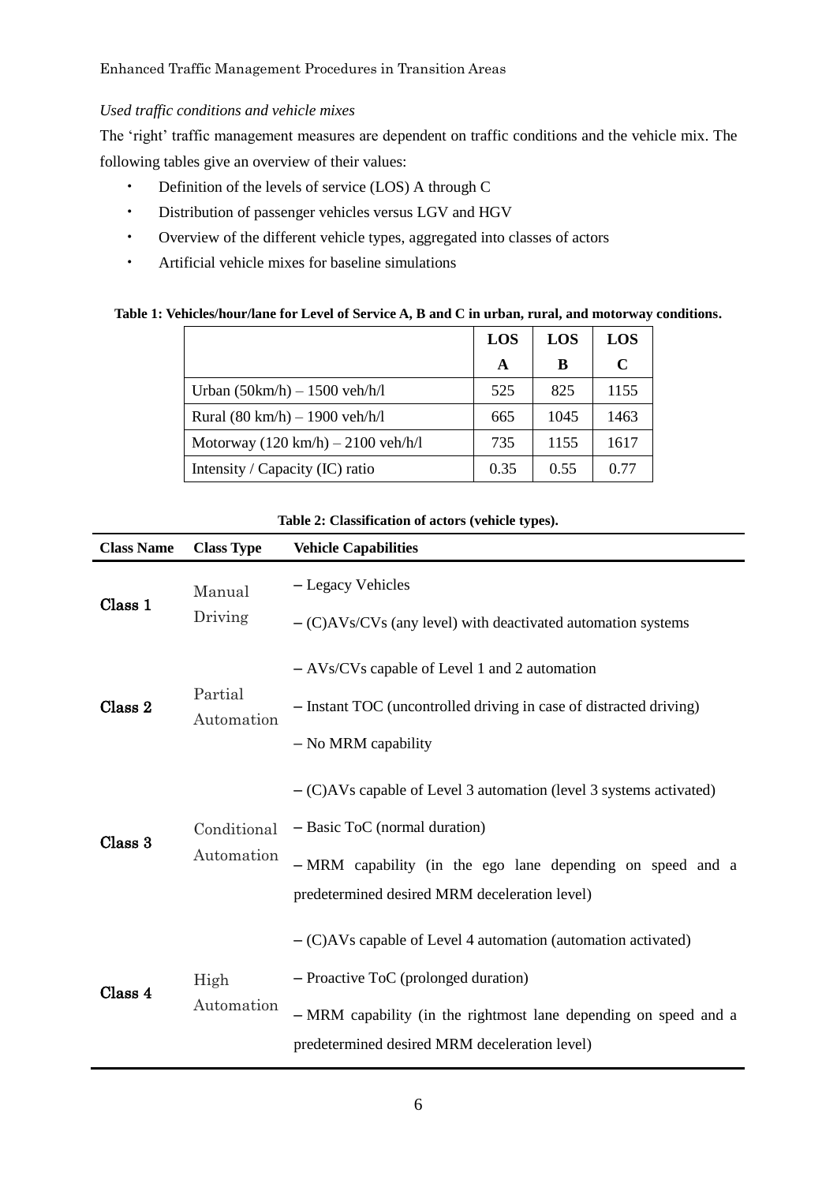*Used traffic conditions and vehicle mixes*

The 'right' traffic management measures are dependent on traffic conditions and the vehicle mix. The following tables give an overview of their values:

- Definition of the levels of service (LOS) A through C
- Distribution of passenger vehicles versus LGV and HGV
- Overview of the different vehicle types, aggregated into classes of actors
- Artificial vehicle mixes for baseline simulations

**Table 1: Vehicles/hour/lane for Level of Service A, B and C in urban, rural, and motorway conditions.**

| | LOS A | LOS B | LOS C |
|---|---|---|---|
| Urban (50km/h) – 1500 veh/h/l | 525 | 825 | 1155 |
| Rural (80 km/h) – 1900 veh/h/l | 665 | 1045 | 1463 |
| Motorway (120 km/h) – 2100 veh/h/l | 735 | 1155 | 1617 |
| Intensity / Capacity (IC) ratio | 0.35 | 0.55 | 0.77 |

**Table 2: Classification of actors (vehicle types).**

| Class Name | Class Type | Vehicle Capabilities |
|---|---|---|
| Class 1 | Manual Driving | – Legacy Vehicles<br>– (C)AVs/CVs (any level) with deactivated automation systems |
| Class 2 | Partial Automation | – AVs/CVs capable of Level 1 and 2 automation<br>– Instant TOC (uncontrolled driving in case of distracted driving)<br>– No MRM capability |
| Class 3 | Conditional Automation | – (C)AVs capable of Level 3 automation (level 3 systems activated)<br>– Basic ToC (normal duration)<br>– MRM capability (in the ego lane depending on speed and a predetermined desired MRM deceleration level) |
| Class 4 | High Automation | – (C)AVs capable of Level 4 automation (automation activated)<br>– Proactive ToC (prolonged duration)<br>– MRM capability (in the rightmost lane depending on speed and a predetermined desired MRM deceleration level) |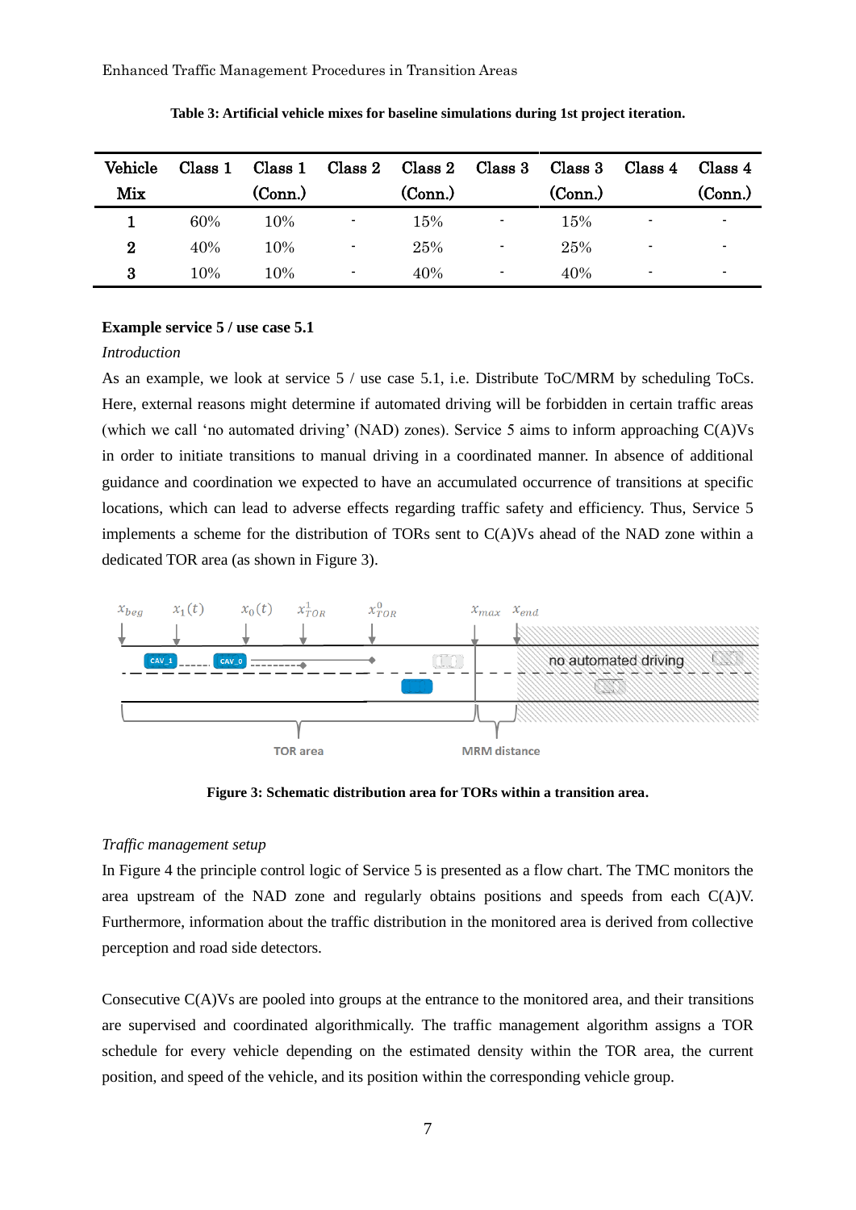Table 3: Artificial vehicle mixes for baseline simulations during 1st project iteration.

| Vehicle Mix | Class 1 | Class 1 (Conn.) | Class 2 | Class 2 (Conn.) | Class 3 | Class 3 (Conn.) | Class 4 | Class 4 (Conn.) |
|---|---|---|---|---|---|---|---|---|
| 1 | 60% | 10% | - | 15% | - | 15% | - | - |
| 2 | 40% | 10% | - | 25% | - | 25% | - | - |
| 3 | 10% | 10% | - | 40% | - | 40% | - | - |

**Example service 5 / use case 5.1**

*Introduction*

As an example, we look at service 5 / use case 5.1, i.e. Distribute ToC/MRM by scheduling ToCs. Here, external reasons might determine if automated driving will be forbidden in certain traffic areas (which we call 'no automated driving' (NAD) zones). Service 5 aims to inform approaching C(A)Vs in order to initiate transitions to manual driving in a coordinated manner. In absence of additional guidance and coordination we expected to have an accumulated occurrence of transitions at specific locations, which can lead to adverse effects regarding traffic safety and efficiency. Thus, Service 5 implements a scheme for the distribution of TORs sent to C(A)Vs ahead of the NAD zone within a dedicated TOR area (as shown in Figure 3).

Figure 3: Schematic distribution area for TORs within a transition area.

*Traffic management setup*

In Figure 4 the principle control logic of Service 5 is presented as a flow chart. The TMC monitors the area upstream of the NAD zone and regularly obtains positions and speeds from each C(A)V. Furthermore, information about the traffic distribution in the monitored area is derived from collective perception and road side detectors.

Consecutive C(A)Vs are pooled into groups at the entrance to the monitored area, and their transitions are supervised and coordinated algorithmically. The traffic management algorithm assigns a TOR schedule for every vehicle depending on the estimated density within the TOR area, the current position, and speed of the vehicle, and its position within the corresponding vehicle group.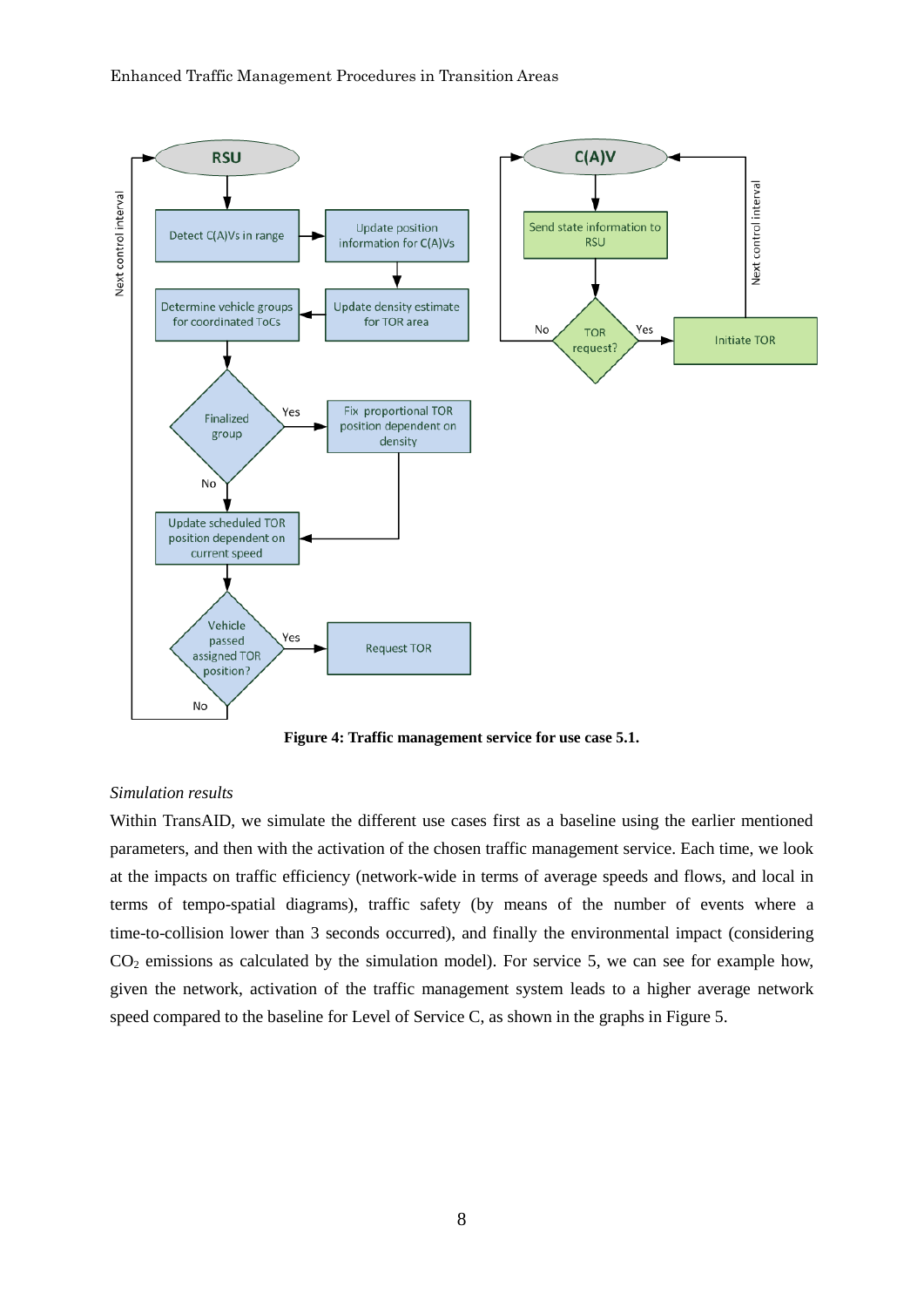**Figure 4: Traffic management service for use case 5.1.**

*Simulation results*

Within TransAID, we simulate the different use cases first as a baseline using the earlier mentioned parameters, and then with the activation of the chosen traffic management service. Each time, we look at the impacts on traffic efficiency (network-wide in terms of average speeds and flows, and local in terms of tempo-spatial diagrams), traffic safety (by means of the number of events where a time-to-collision lower than 3 seconds occurred), and finally the environmental impact (considering $CO_2$ emissions as calculated by the simulation model). For service 5, we can see for example how, given the network, activation of the traffic management system leads to a higher average network speed compared to the baseline for Level of Service C, as shown in the graphs in Figure 5.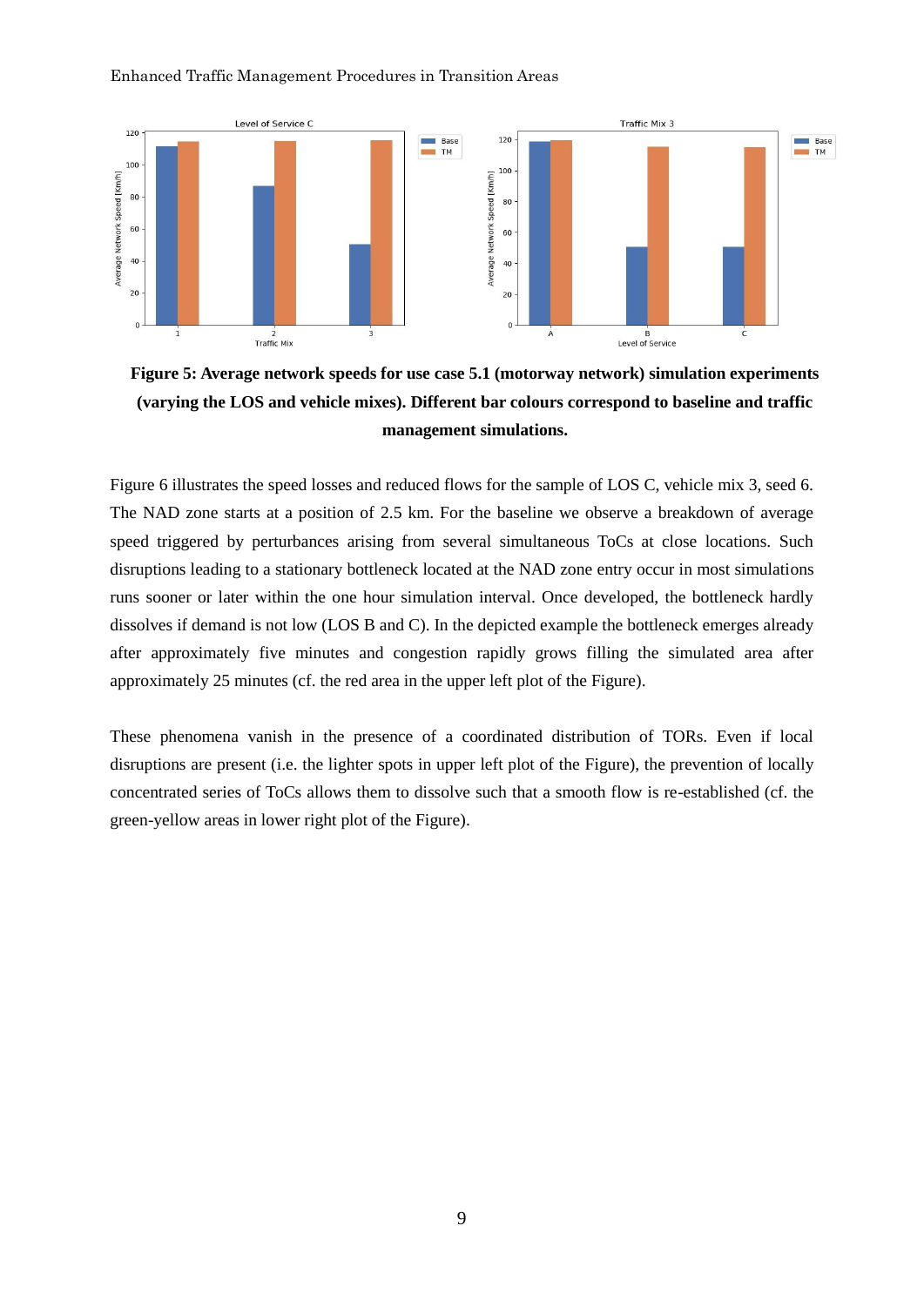**Figure 5: Average network speeds for use case 5.1 (motorway network) simulation experiments (varying the LOS and vehicle mixes). Different bar colours correspond to baseline and traffic management simulations.**

Figure 6 illustrates the speed losses and reduced flows for the sample of LOS C, vehicle mix 3, seed 6. The NAD zone starts at a position of 2.5 km. For the baseline we observe a breakdown of average speed triggered by perturbances arising from several simultaneous ToCs at close locations. Such disruptions leading to a stationary bottleneck located at the NAD zone entry occur in most simulations runs sooner or later within the one hour simulation interval. Once developed, the bottleneck hardly dissolves if demand is not low (LOS B and C). In the depicted example the bottleneck emerges already after approximately five minutes and congestion rapidly grows filling the simulated area after approximately 25 minutes (cf. the red area in the upper left plot of the Figure).

These phenomena vanish in the presence of a coordinated distribution of TORs. Even if local disruptions are present (i.e. the lighter spots in upper left plot of the Figure), the prevention of locally concentrated series of ToCs allows them to dissolve such that a smooth flow is re-established (cf. the green-yellow areas in lower right plot of the Figure).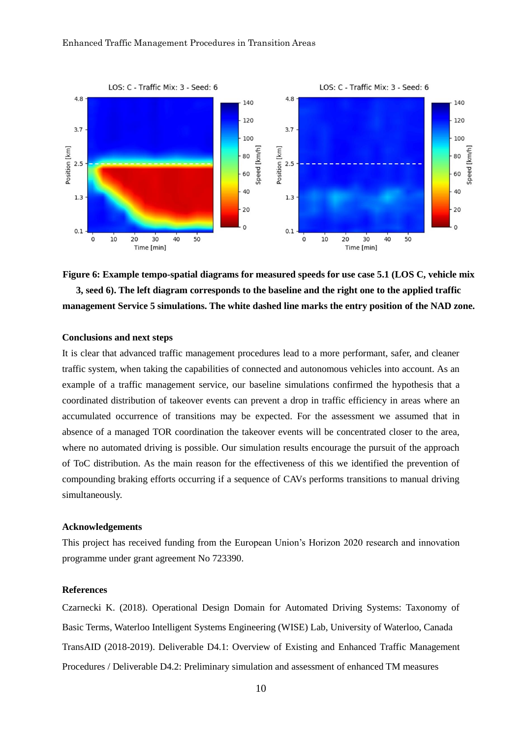LOS: C - Traffic Mix: 3 - Seed: 6

Position [km]

4.8
3.7
2.5
1.3
0.1

0 10 20 30 40 50

Time [min]

Speed [km/h]

140
120
100
80
60
40
20
0

LOS: C - Traffic Mix: 3 - Seed: 6

Position [km]

4.8
3.7
2.5
1.3
0.1

0 10 20 30 40 50

Time [min]

Speed [km/h]

140
120
100
80
60
40
20
0

**Figure 6: Example tempo-spatial diagrams for measured speeds for use case 5.1 (LOS C, vehicle mix 3, seed 6). The left diagram corresponds to the baseline and the right one to the applied traffic management Service 5 simulations. The white dashed line marks the entry position of the NAD zone.**

### Conclusions and next steps

It is clear that advanced traffic management procedures lead to a more performant, safer, and cleaner traffic system, when taking the capabilities of connected and autonomous vehicles into account. As an example of a traffic management service, our baseline simulations confirmed the hypothesis that a coordinated distribution of takeover events can prevent a drop in traffic efficiency in areas where an accumulated occurrence of transitions may be expected. For the assessment we assumed that in absence of a managed TOR coordination the takeover events will be concentrated closer to the area, where no automated driving is possible. Our simulation results encourage the pursuit of the approach of ToC distribution. As the main reason for the effectiveness of this we identified the prevention of compounding braking efforts occurring if a sequence of CAVs performs transitions to manual driving simultaneously.

### Acknowledgements

This project has received funding from the European Union's Horizon 2020 research and innovation programme under grant agreement No 723390.

### References

Czarnecki K. (2018). Operational Design Domain for Automated Driving Systems: Taxonomy of Basic Terms, Waterloo Intelligent Systems Engineering (WISE) Lab, University of Waterloo, Canada

TransAID (2018-2019). Deliverable D4.1: Overview of Existing and Enhanced Traffic Management Procedures / Deliverable D4.2: Preliminary simulation and assessment of enhanced TM measures